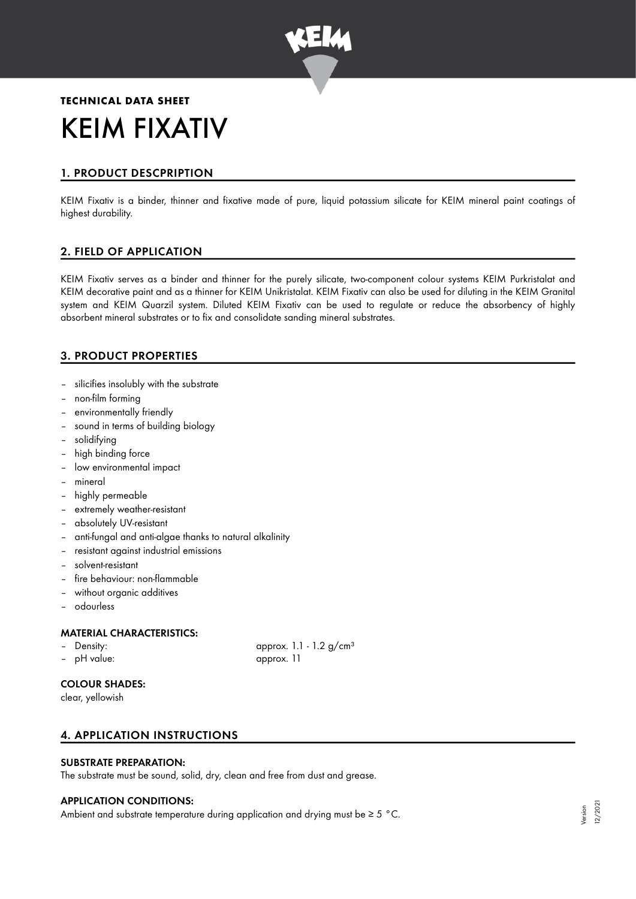**TECHNICAL DATA SHEET**

# KEIM FIXATIV

## 1. PRODUCT DESCPRIPTION

KEIM Fixativ is a binder, thinner and fixative made of pure, liquid potassium silicate for KEIM mineral paint coatings of highest durability.

## 2. FIELD OF APPLICATION

KEIM Fixativ serves as a binder and thinner for the purely silicate, two-component colour systems KEIM Purkristalat and KEIM decorative paint and as a thinner for KEIM Unikristalat. KEIM Fixativ can also be used for diluting in the KEIM Granital system and KEIM Quarzil system. Diluted KEIM Fixativ can be used to regulate or reduce the absorbency of highly absorbent mineral substrates or to fix and consolidate sanding mineral substrates.

## 3. PRODUCT PROPERTIES

- silicifies insolubly with the substrate
- non-film forming
- environmentally friendly
- sound in terms of building biology
- solidifying
- high binding force
- low environmental impact
- mineral
- highly permeable
- extremely weather-resistant
- absolutely UV-resistant
- anti-fungal and anti-algae thanks to natural alkalinity
- resistant against industrial emissions
- solvent-resistant
- fire behaviour: non-flammable
- without organic additives
- odourless

### MATERIAL CHARACTERISTICS:

- Density: approx. 1.1 - 1.2 g/cm³
- pH value: approx. 11

### COLOUR SHADES:

clear, yellowish

## 4. APPLICATION INSTRUCTIONS

### SUBSTRATE PREPARATION:

The substrate must be sound, solid, dry, clean and free from dust and grease.

### APPLICATION CONDITIONS:

Ambient and substrate temperature during application and drying must be ≥ 5 °C.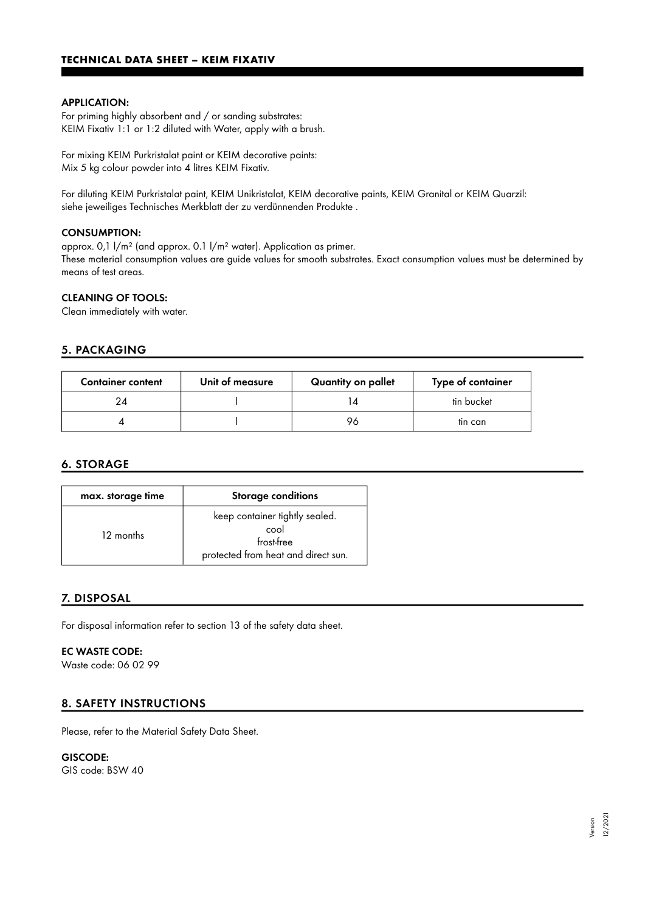**APPLICATION:**

For priming highly absorbent and / or sanding substrates:
KEIM Fixativ 1:1 or 1:2 diluted with Water, apply with a brush.

For mixing KEIM Purkristalat paint or KEIM decorative paints:
Mix 5 kg colour powder into 4 litres KEIM Fixativ.

For diluting KEIM Purkristalat paint, KEIM Unikristalat, KEIM decorative paints, KEIM Granital or KEIM Quarzil:
siehe jeweiliges Technisches Merkblatt der zu verdünnenden Produkte .

**CONSUMPTION:**

approx. 0,1 l/m² (and approx. 0.1 l/m² water). Application as primer.
These material consumption values are guide values for smooth substrates. Exact consumption values must be determined by means of test areas.

**CLEANING OF TOOLS:**

Clean immediately with water.

## 5. PACKAGING

| Container content | Unit of measure | Quantity on pallet | Type of container |
|---|---|---|---|
| 24 | l | 14 | tin bucket |
| 4 | l | 96 | tin can |

## 6. STORAGE

| max. storage time | Storage conditions |
|---|---|
| 12 months | keep container tightly sealed.<br>cool<br>frost-free<br>protected from heat and direct sun. |

## 7. DISPOSAL

For disposal information refer to section 13 of the safety data sheet.

**EC WASTE CODE:**

Waste code: 06 02 99

## 8. SAFETY INSTRUCTIONS

Please, refer to the Material Safety Data Sheet.

**GISCODE:**

GIS code: BSW 40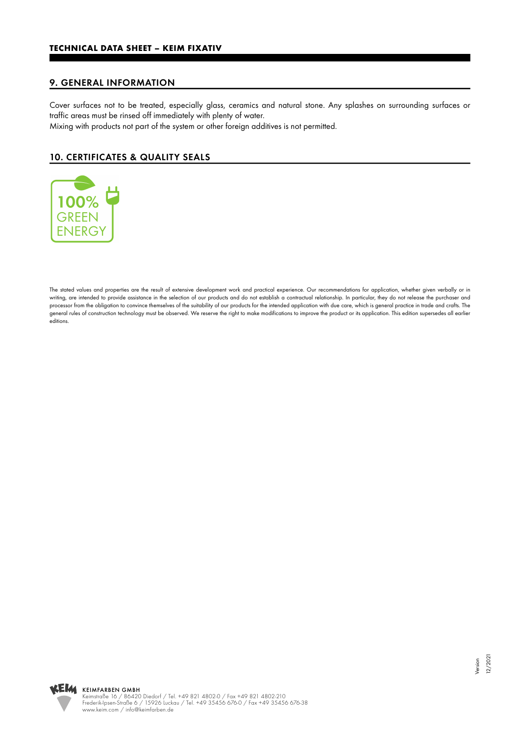## 9. GENERAL INFORMATION

Cover surfaces not to be treated, especially glass, ceramics and natural stone. Any splashes on surrounding surfaces or traffic areas must be rinsed off immediately with plenty of water.
Mixing with products not part of the system or other foreign additives is not permitted.

## 10. CERTIFICATES & QUALITY SEALS

100% GREEN ENERGY

The stated values and properties are the result of extensive development work and practical experience. Our recommendations for application, whether given verbally or in writing, are intended to provide assistance in the selection of our products and do not establish a contractual relationship. In particular, they do not release the purchaser and processor from the obligation to convince themselves of the suitability of our products for the intended application with due care, which is general practice in trade and crafts. The general rules of construction technology must be observed. We reserve the right to make modifications to improve the product or its application. This edition supersedes all earlier editions.

KEIMFARBEN GMBH
Keimstraße 16 / 86420 Diedorf / Tel. +49 821 4802-0 / Fax +49 821 4802-210
Frederik-Ipsen-Straße 6 / 15926 Luckau / Tel. +49 35456 676-0 / Fax +49 35456 676-38
www.keim.com / info@keimfarben.de

Version 12/2021